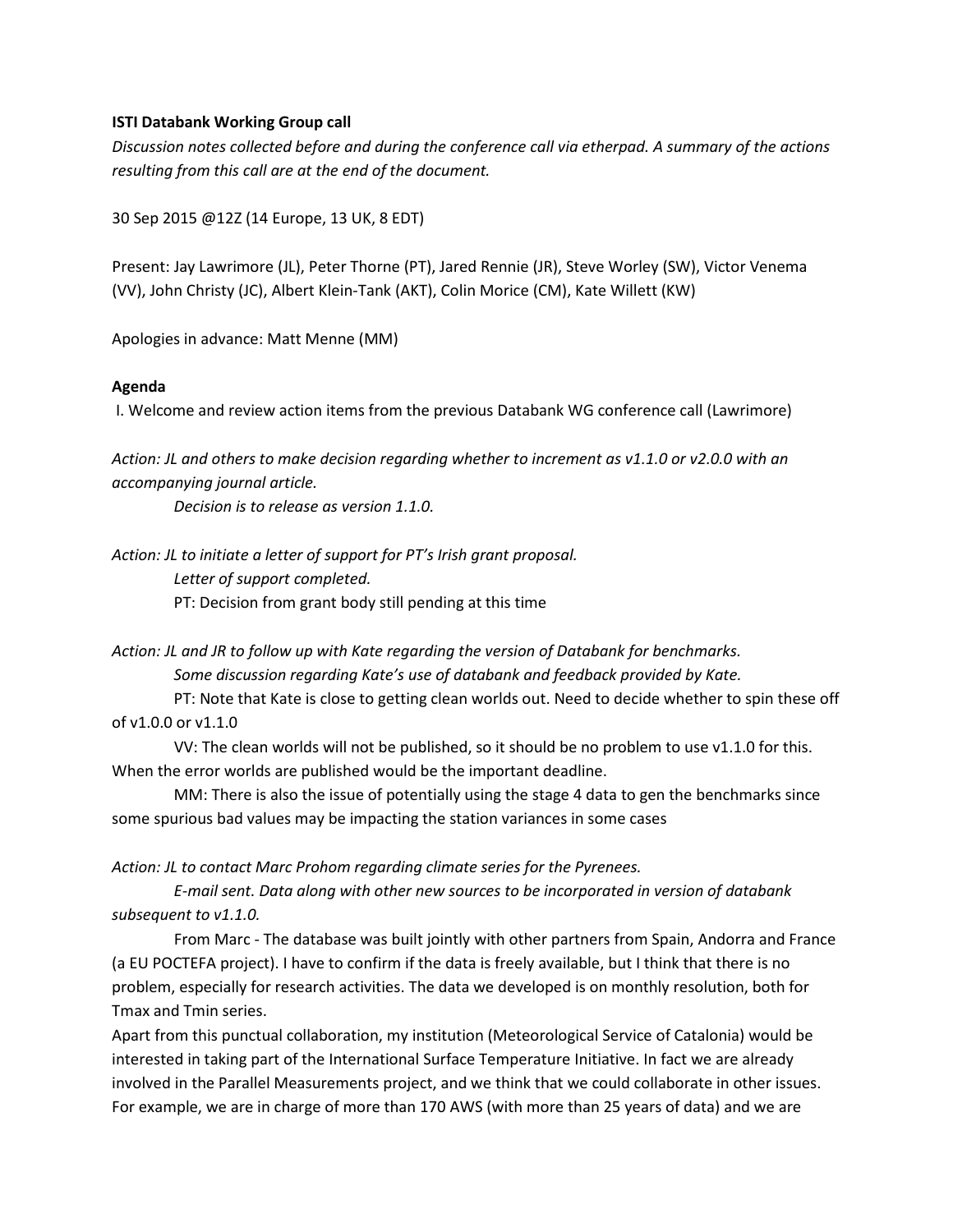**ISTI Databank Working Group call**

*Discussion notes collected before and during the conference call via etherpad. A summary of the actions resulting from this call are at the end of the document.*

30 Sep 2015 @12Z (14 Europe, 13 UK, 8 EDT)

Present: Jay Lawrimore (JL), Peter Thorne (PT), Jared Rennie (JR), Steve Worley (SW), Victor Venema (VV), John Christy (JC), Albert Klein-Tank (AKT), Colin Morice (CM), Kate Willett (KW)

Apologies in advance: Matt Menne (MM)

**Agenda**

I. Welcome and review action items from the previous Databank WG conference call (Lawrimore)

*Action: JL and others to make decision regarding whether to increment as v1.1.0 or v2.0.0 with an accompanying journal article.*

*Decision is to release as version 1.1.0.*

*Action: JL to initiate a letter of support for PT's Irish grant proposal.*

*Letter of support completed.*

PT: Decision from grant body still pending at this time

*Action: JL and JR to follow up with Kate regarding the version of Databank for benchmarks.*

*Some discussion regarding Kate's use of databank and feedback provided by Kate.*

PT: Note that Kate is close to getting clean worlds out. Need to decide whether to spin these off of v1.0.0 or v1.1.0

VV: The clean worlds will not be published, so it should be no problem to use v1.1.0 for this. When the error worlds are published would be the important deadline.

MM: There is also the issue of potentially using the stage 4 data to gen the benchmarks since some spurious bad values may be impacting the station variances in some cases

*Action: JL to contact Marc Prohom regarding climate series for the Pyrenees.*

*E-mail sent. Data along with other new sources to be incorporated in version of databank subsequent to v1.1.0.*

From Marc - The database was built jointly with other partners from Spain, Andorra and France (a EU POCTEFA project). I have to confirm if the data is freely available, but I think that there is no problem, especially for research activities. The data we developed is on monthly resolution, both for Tmax and Tmin series.

Apart from this punctual collaboration, my institution (Meteorological Service of Catalonia) would be interested in taking part of the International Surface Temperature Initiative. In fact we are already involved in the Parallel Measurements project, and we think that we could collaborate in other issues. For example, we are in charge of more than 170 AWS (with more than 25 years of data) and we are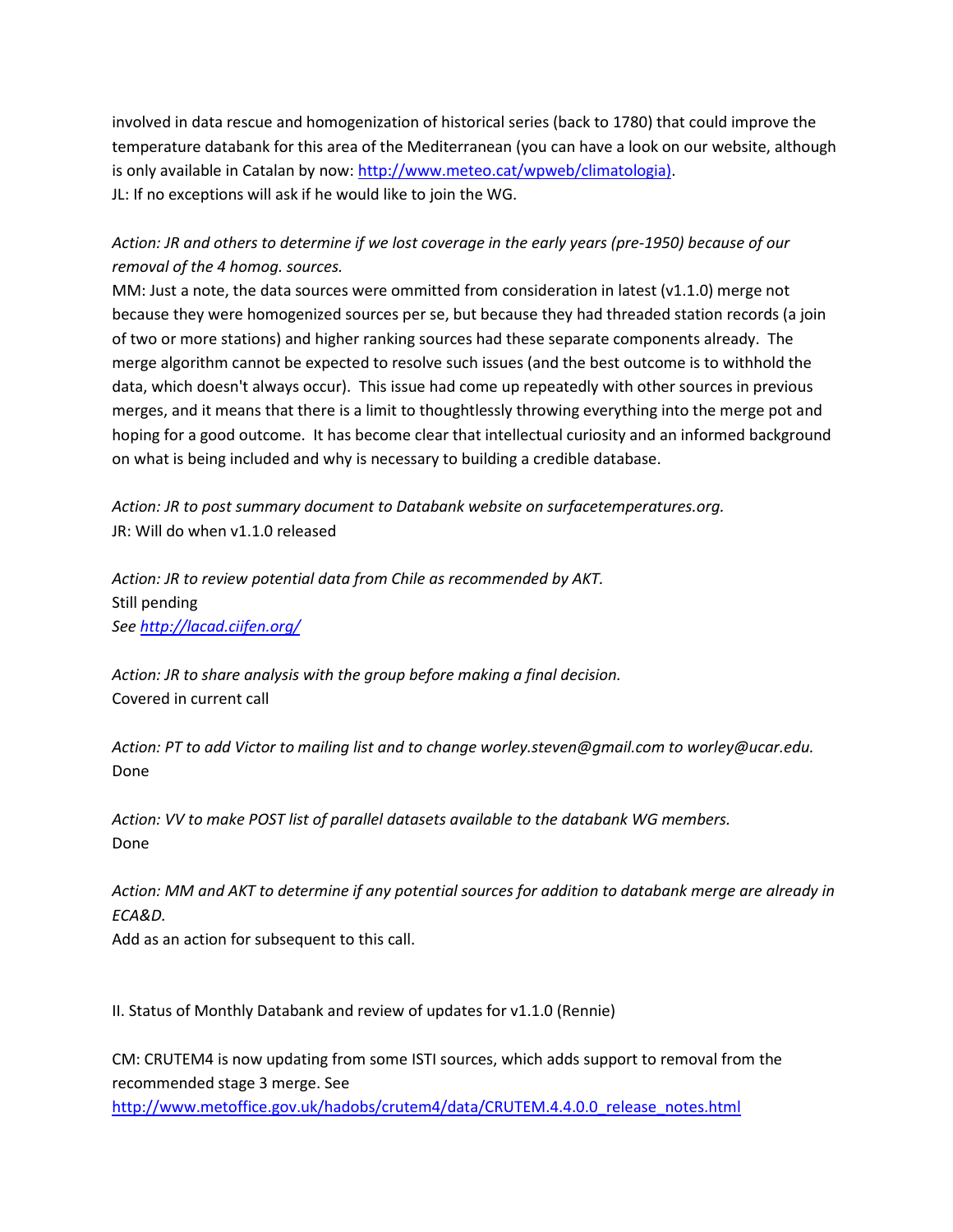involved in data rescue and homogenization of historical series (back to 1780) that could improve the temperature databank for this area of the Mediterranean (you can have a look on our website, although is only available in Catalan by now: http://www.meteo.cat/wpweb/climatologia).
JL: If no exceptions will ask if he would like to join the WG.

*Action: JR and others to determine if we lost coverage in the early years (pre-1950) because of our removal of the 4 homog. sources.*
MM: Just a note, the data sources were ommitted from consideration in latest (v1.1.0) merge not because they were homogenized sources per se, but because they had threaded station records (a join of two or more stations) and higher ranking sources had these separate components already. The merge algorithm cannot be expected to resolve such issues (and the best outcome is to withhold the data, which doesn't always occur). This issue had come up repeatedly with other sources in previous merges, and it means that there is a limit to thoughtlessly throwing everything into the merge pot and hoping for a good outcome. It has become clear that intellectual curiosity and an informed background on what is being included and why is necessary to building a credible database.

*Action: JR to post summary document to Databank website on surfacetemperatures.org.*
JR: Will do when v1.1.0 released

*Action: JR to review potential data from Chile as recommended by AKT.*
Still pending
*See http://lacad.ciifen.org/*

*Action: JR to share analysis with the group before making a final decision.*
Covered in current call

*Action: PT to add Victor to mailing list and to change worley.steven@gmail.com to worley@ucar.edu.*
Done

*Action: VV to make POST list of parallel datasets available to the databank WG members.*
Done

*Action: MM and AKT to determine if any potential sources for addition to databank merge are already in ECA&D.*
Add as an action for subsequent to this call.

II. Status of Monthly Databank and review of updates for v1.1.0 (Rennie)

CM: CRUTEM4 is now updating from some ISTI sources, which adds support to removal from the recommended stage 3 merge. See
http://www.metoffice.gov.uk/hadobs/crutem4/data/CRUTEM.4.4.0.0_release_notes.html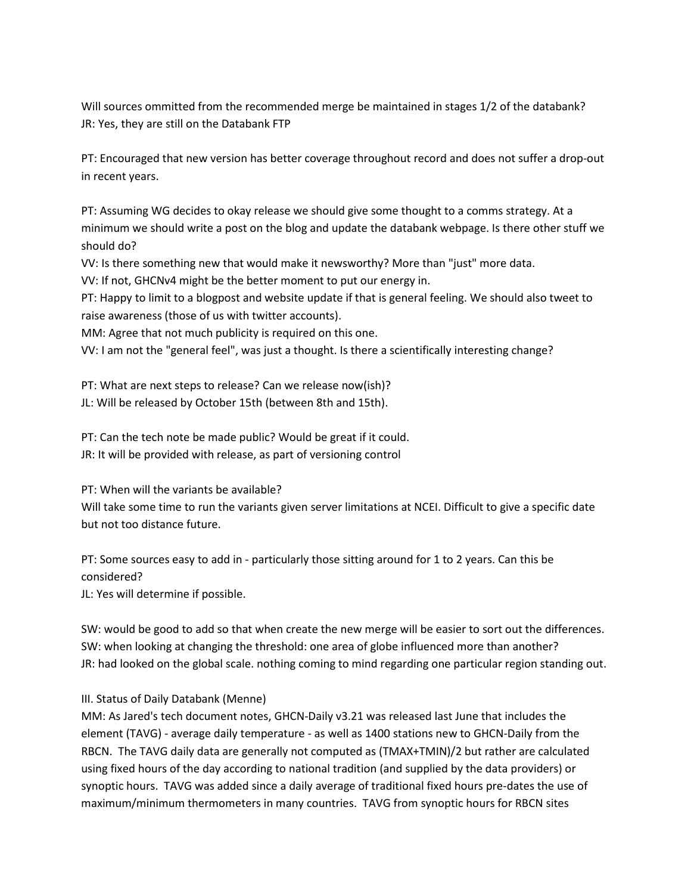Will sources ommitted from the recommended merge be maintained in stages 1/2 of the databank?
JR: Yes, they are still on the Databank FTP

PT: Encouraged that new version has better coverage throughout record and does not suffer a drop-out in recent years.

PT: Assuming WG decides to okay release we should give some thought to a comms strategy. At a minimum we should write a post on the blog and update the databank webpage. Is there other stuff we should do?
VV: Is there something new that would make it newsworthy? More than "just" more data.
VV: If not, GHCNv4 might be the better moment to put our energy in.
PT: Happy to limit to a blogpost and website update if that is general feeling. We should also tweet to raise awareness (those of us with twitter accounts).
MM: Agree that not much publicity is required on this one.
VV: I am not the "general feel", was just a thought. Is there a scientifically interesting change?

PT: What are next steps to release? Can we release now(ish)?
JL: Will be released by October 15th (between 8th and 15th).

PT: Can the tech note be made public? Would be great if it could.
JR: It will be provided with release, as part of versioning control

PT: When will the variants be available?
Will take some time to run the variants given server limitations at NCEI. Difficult to give a specific date but not too distance future.

PT: Some sources easy to add in - particularly those sitting around for 1 to 2 years. Can this be considered?
JL: Yes will determine if possible.

SW: would be good to add so that when create the new merge will be easier to sort out the differences.
SW: when looking at changing the threshold: one area of globe influenced more than another?
JR: had looked on the global scale. nothing coming to mind regarding one particular region standing out.

III. Status of Daily Databank (Menne)
MM: As Jared's tech document notes, GHCN-Daily v3.21 was released last June that includes the element (TAVG) - average daily temperature - as well as 1400 stations new to GHCN-Daily from the RBCN. The TAVG daily data are generally not computed as (TMAX+TMIN)/2 but rather are calculated using fixed hours of the day according to national tradition (and supplied by the data providers) or synoptic hours. TAVG was added since a daily average of traditional fixed hours pre-dates the use of maximum/minimum thermometers in many countries. TAVG from synoptic hours for RBCN sites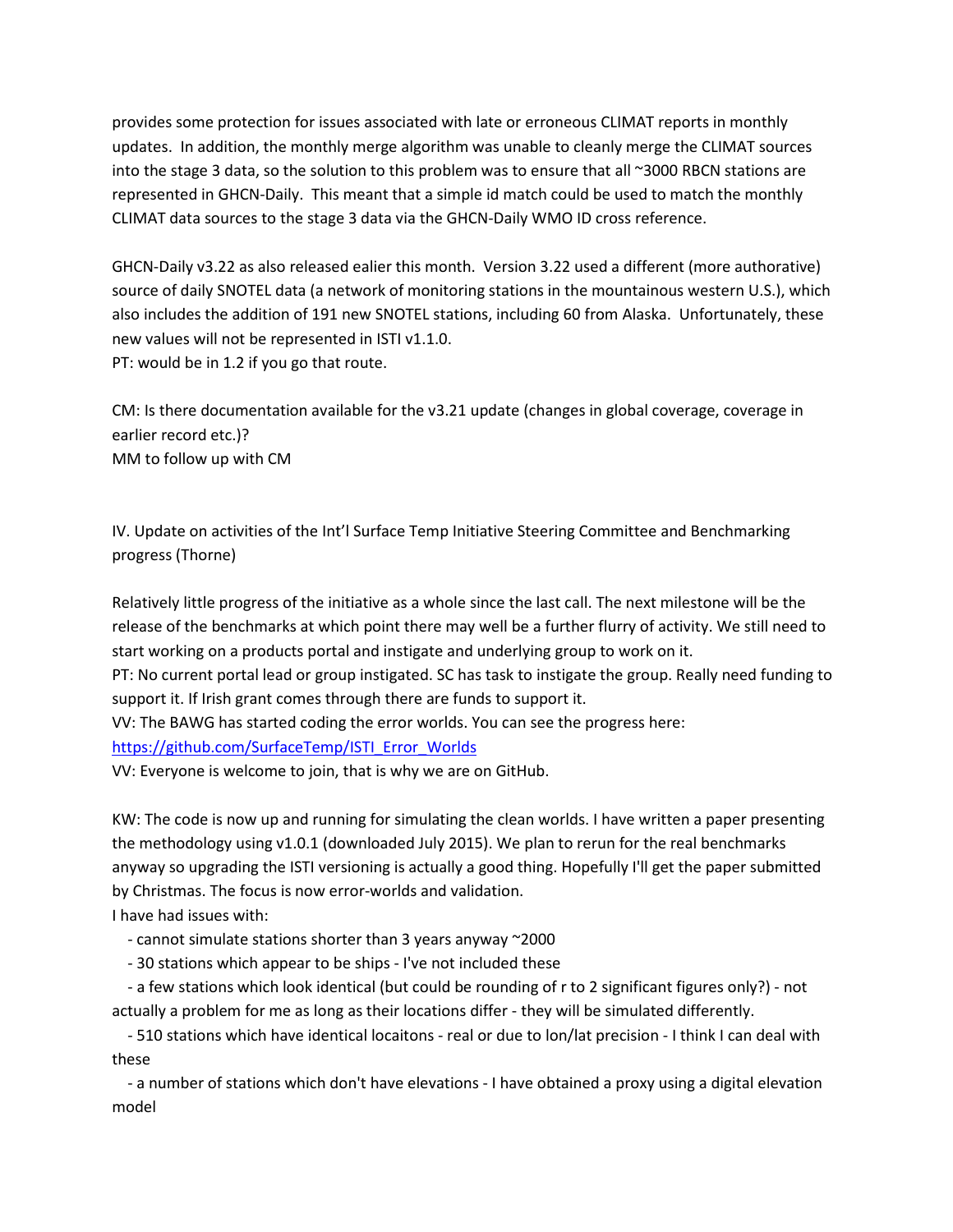provides some protection for issues associated with late or erroneous CLIMAT reports in monthly updates. In addition, the monthly merge algorithm was unable to cleanly merge the CLIMAT sources into the stage 3 data, so the solution to this problem was to ensure that all ~3000 RBCN stations are represented in GHCN-Daily. This meant that a simple id match could be used to match the monthly CLIMAT data sources to the stage 3 data via the GHCN-Daily WMO ID cross reference.

GHCN-Daily v3.22 as also released ealier this month. Version 3.22 used a different (more authorative) source of daily SNOTEL data (a network of monitoring stations in the mountainous western U.S.), which also includes the addition of 191 new SNOTEL stations, including 60 from Alaska. Unfortunately, these new values will not be represented in ISTI v1.1.0.
PT: would be in 1.2 if you go that route.

CM: Is there documentation available for the v3.21 update (changes in global coverage, coverage in earlier record etc.)?
MM to follow up with CM

IV. Update on activities of the Int'l Surface Temp Initiative Steering Committee and Benchmarking progress (Thorne)

Relatively little progress of the initiative as a whole since the last call. The next milestone will be the release of the benchmarks at which point there may well be a further flurry of activity. We still need to start working on a products portal and instigate and underlying group to work on it.
PT: No current portal lead or group instigated. SC has task to instigate the group. Really need funding to support it. If Irish grant comes through there are funds to support it.
VV: The BAWG has started coding the error worlds. You can see the progress here: [https://github.com/SurfaceTemp/ISTI_Error_Worlds](https://github.com/SurfaceTemp/ISTI_Error_Worlds)
VV: Everyone is welcome to join, that is why we are on GitHub.

KW: The code is now up and running for simulating the clean worlds. I have written a paper presenting the methodology using v1.0.1 (downloaded July 2015). We plan to rerun for the real benchmarks anyway so upgrading the ISTI versioning is actually a good thing. Hopefully I'll get the paper submitted by Christmas. The focus is now error-worlds and validation.
I have had issues with:

- cannot simulate stations shorter than 3 years anyway ~2000
- 30 stations which appear to be ships - I've not included these
- a few stations which look identical (but could be rounding of r to 2 significant figures only?) - not actually a problem for me as long as their locations differ - they will be simulated differently.
- 510 stations which have identical locaitons - real or due to lon/lat precision - I think I can deal with these
- a number of stations which don't have elevations - I have obtained a proxy using a digital elevation model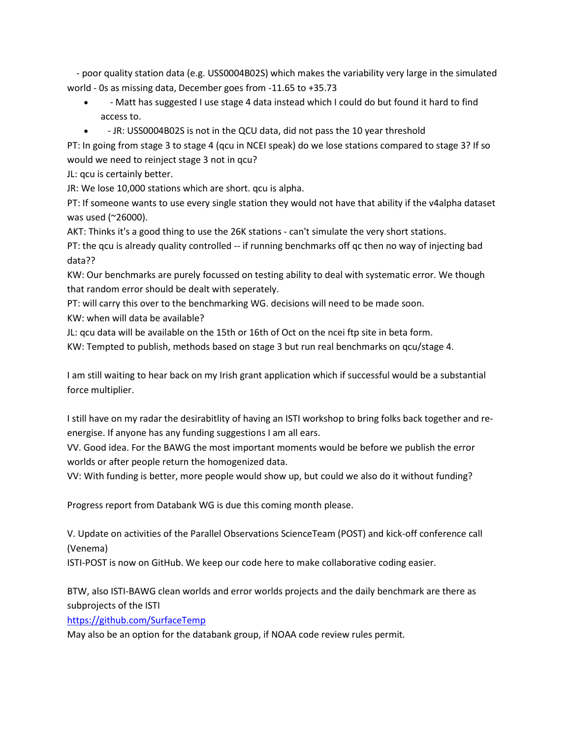- poor quality station data (e.g. USS0004B02S) which makes the variability very large in the simulated world - 0s as missing data, December goes from -11.65 to +35.73

- - Matt has suggested I use stage 4 data instead which I could do but found it hard to find access to.
- - JR: USS0004B02S is not in the QCU data, did not pass the 10 year threshold

PT: In going from stage 3 to stage 4 (qcu in NCEI speak) do we lose stations compared to stage 3? If so would we need to reinject stage 3 not in qcu?

JL: qcu is certainly better.

JR: We lose 10,000 stations which are short. qcu is alpha.

PT: If someone wants to use every single station they would not have that ability if the v4alpha dataset was used (~26000).

AKT: Thinks it's a good thing to use the 26K stations - can't simulate the very short stations.

PT: the qcu is already quality controlled -- if running benchmarks off qc then no way of injecting bad data??

KW: Our benchmarks are purely focussed on testing ability to deal with systematic error. We though that random error should be dealt with seperately.

PT: will carry this over to the benchmarking WG. decisions will need to be made soon.

KW: when will data be available?

JL: qcu data will be available on the 15th or 16th of Oct on the ncei ftp site in beta form.

KW: Tempted to publish, methods based on stage 3 but run real benchmarks on qcu/stage 4.

I am still waiting to hear back on my Irish grant application which if successful would be a substantial force multiplier.

I still have on my radar the desirabitlity of having an ISTI workshop to bring folks back together and re-energise. If anyone has any funding suggestions I am all ears.

VV. Good idea. For the BAWG the most important moments would be before we publish the error worlds or after people return the homogenized data.

VV: With funding is better, more people would show up, but could we also do it without funding?

Progress report from Databank WG is due this coming month please.

V. Update on activities of the Parallel Observations ScienceTeam (POST) and kick-off conference call (Venema)

ISTI-POST is now on GitHub. We keep our code here to make collaborative coding easier.

BTW, also ISTI-BAWG clean worlds and error worlds projects and the daily benchmark are there as subprojects of the ISTI

https://github.com/SurfaceTemp

May also be an option for the databank group, if NOAA code review rules permit.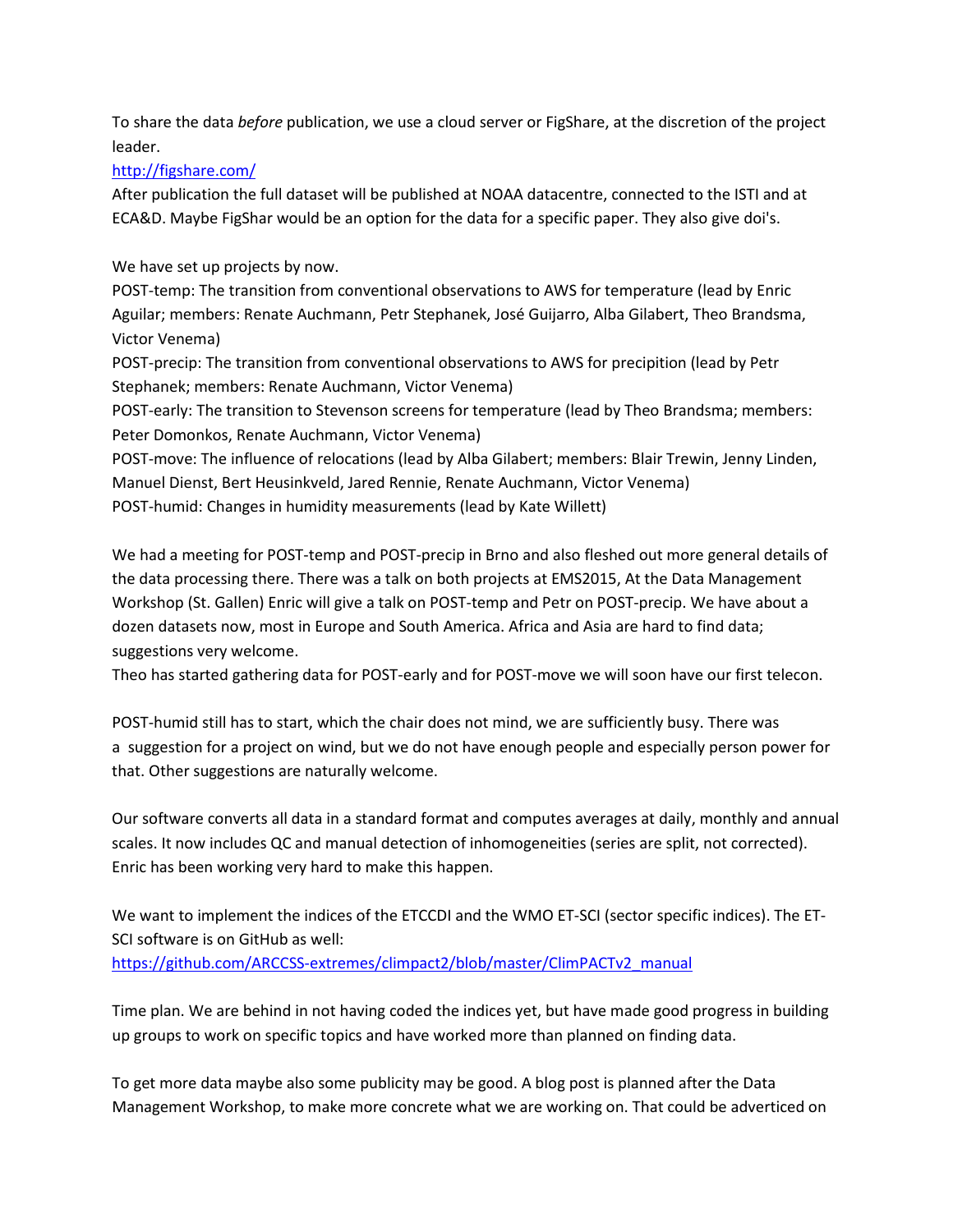To share the data *before* publication, we use a cloud server or FigShare, at the discretion of the project leader.

http://figshare.com/

After publication the full dataset will be published at NOAA datacentre, connected to the ISTI and at ECA&D. Maybe FigShar would be an option for the data for a specific paper. They also give doi's.

We have set up projects by now.

POST-temp: The transition from conventional observations to AWS for temperature (lead by Enric Aguilar; members: Renate Auchmann, Petr Stephanek, José Guijarro, Alba Gilabert, Theo Brandsma, Victor Venema)

POST-precip: The transition from conventional observations to AWS for precipition (lead by Petr Stephanek; members: Renate Auchmann, Victor Venema)

POST-early: The transition to Stevenson screens for temperature (lead by Theo Brandsma; members: Peter Domonkos, Renate Auchmann, Victor Venema)

POST-move: The influence of relocations (lead by Alba Gilabert; members: Blair Trewin, Jenny Linden, Manuel Dienst, Bert Heusinkveld, Jared Rennie, Renate Auchmann, Victor Venema)

POST-humid: Changes in humidity measurements (lead by Kate Willett)

We had a meeting for POST-temp and POST-precip in Brno and also fleshed out more general details of the data processing there. There was a talk on both projects at EMS2015, At the Data Management Workshop (St. Gallen) Enric will give a talk on POST-temp and Petr on POST-precip. We have about a dozen datasets now, most in Europe and South America. Africa and Asia are hard to find data; suggestions very welcome.

Theo has started gathering data for POST-early and for POST-move we will soon have our first telecon.

POST-humid still has to start, which the chair does not mind, we are sufficiently busy. There was a suggestion for a project on wind, but we do not have enough people and especially person power for that. Other suggestions are naturally welcome.

Our software converts all data in a standard format and computes averages at daily, monthly and annual scales. It now includes QC and manual detection of inhomogeneities (series are split, not corrected). Enric has been working very hard to make this happen.

We want to implement the indices of the ETCCDI and the WMO ET-SCI (sector specific indices). The ET-SCI software is on GitHub as well:

https://github.com/ARCCSS-extremes/climpact2/blob/master/ClimPACTv2_manual

Time plan. We are behind in not having coded the indices yet, but have made good progress in building up groups to work on specific topics and have worked more than planned on finding data.

To get more data maybe also some publicity may be good. A blog post is planned after the Data Management Workshop, to make more concrete what we are working on. That could be adverticed on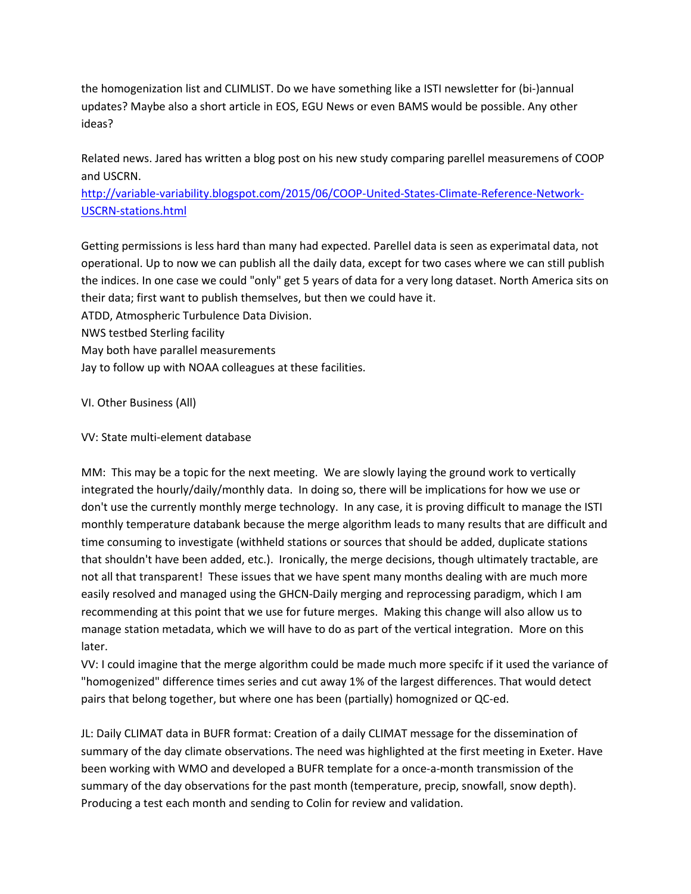the homogenization list and CLIMLIST. Do we have something like a ISTI newsletter for (bi-)annual updates? Maybe also a short article in EOS, EGU News or even BAMS would be possible. Any other ideas?

Related news. Jared has written a blog post on his new study comparing parellel measuremens of COOP and USCRN.
http://variable-variability.blogspot.com/2015/06/COOP-United-States-Climate-Reference-Network-USCRN-stations.html

Getting permissions is less hard than many had expected. Parellel data is seen as experimatal data, not operational. Up to now we can publish all the daily data, except for two cases where we can still publish the indices. In one case we could "only" get 5 years of data for a very long dataset. North America sits on their data; first want to publish themselves, but then we could have it.
ATDD, Atmospheric Turbulence Data Division.
NWS testbed Sterling facility
May both have parallel measurements
Jay to follow up with NOAA colleagues at these facilities.

VI. Other Business (All)

VV: State multi-element database

MM: This may be a topic for the next meeting. We are slowly laying the ground work to vertically integrated the hourly/daily/monthly data. In doing so, there will be implications for how we use or don't use the currently monthly merge technology. In any case, it is proving difficult to manage the ISTI monthly temperature databank because the merge algorithm leads to many results that are difficult and time consuming to investigate (withheld stations or sources that should be added, duplicate stations that shouldn't have been added, etc.). Ironically, the merge decisions, though ultimately tractable, are not all that transparent! These issues that we have spent many months dealing with are much more easily resolved and managed using the GHCN-Daily merging and reprocessing paradigm, which I am recommending at this point that we use for future merges. Making this change will also allow us to manage station metadata, which we will have to do as part of the vertical integration. More on this later.
VV: I could imagine that the merge algorithm could be made much more specifc if it used the variance of "homogenized" difference times series and cut away 1% of the largest differences. That would detect pairs that belong together, but where one has been (partially) homognized or QC-ed.

JL: Daily CLIMAT data in BUFR format: Creation of a daily CLIMAT message for the dissemination of summary of the day climate observations. The need was highlighted at the first meeting in Exeter. Have been working with WMO and developed a BUFR template for a once-a-month transmission of the summary of the day observations for the past month (temperature, precip, snowfall, snow depth). Producing a test each month and sending to Colin for review and validation.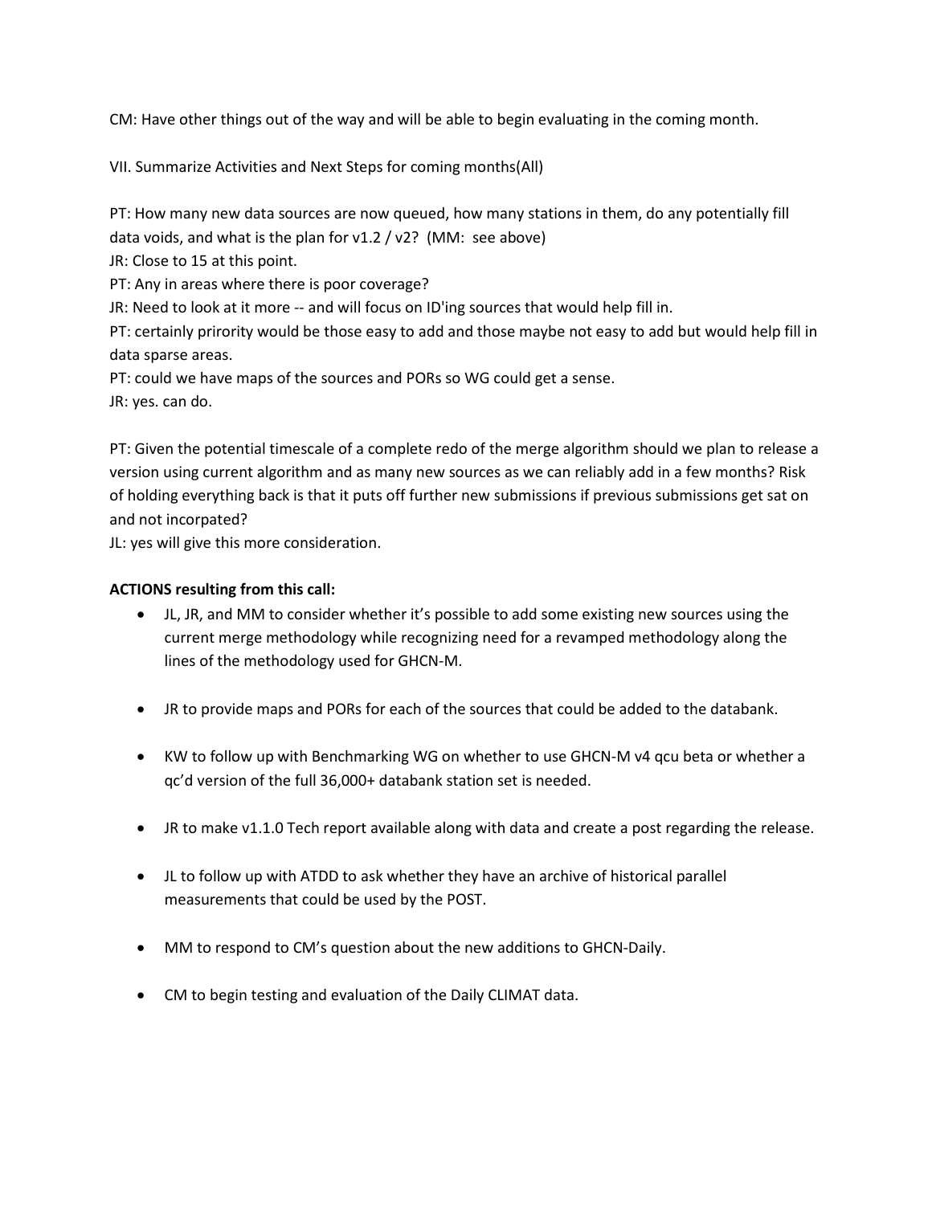CM: Have other things out of the way and will be able to begin evaluating in the coming month.

VII. Summarize Activities and Next Steps for coming months(All)

PT: How many new data sources are now queued, how many stations in them, do any potentially fill data voids, and what is the plan for v1.2 / v2? (MM: see above)
JR: Close to 15 at this point.
PT: Any in areas where there is poor coverage?
JR: Need to look at it more -- and will focus on ID'ing sources that would help fill in.
PT: certainly prirority would be those easy to add and those maybe not easy to add but would help fill in data sparse areas.
PT: could we have maps of the sources and PORs so WG could get a sense.
JR: yes. can do.

PT: Given the potential timescale of a complete redo of the merge algorithm should we plan to release a version using current algorithm and as many new sources as we can reliably add in a few months? Risk of holding everything back is that it puts off further new submissions if previous submissions get sat on and not incorpated?
JL: yes will give this more consideration.

**ACTIONS resulting from this call:**

- JL, JR, and MM to consider whether it's possible to add some existing new sources using the current merge methodology while recognizing need for a revamped methodology along the lines of the methodology used for GHCN-M.

- JR to provide maps and PORs for each of the sources that could be added to the databank.

- KW to follow up with Benchmarking WG on whether to use GHCN-M v4 qcu beta or whether a qc'd version of the full 36,000+ databank station set is needed.

- JR to make v1.1.0 Tech report available along with data and create a post regarding the release.

- JL to follow up with ATDD to ask whether they have an archive of historical parallel measurements that could be used by the POST.

- MM to respond to CM's question about the new additions to GHCN-Daily.

- CM to begin testing and evaluation of the Daily CLIMAT data.